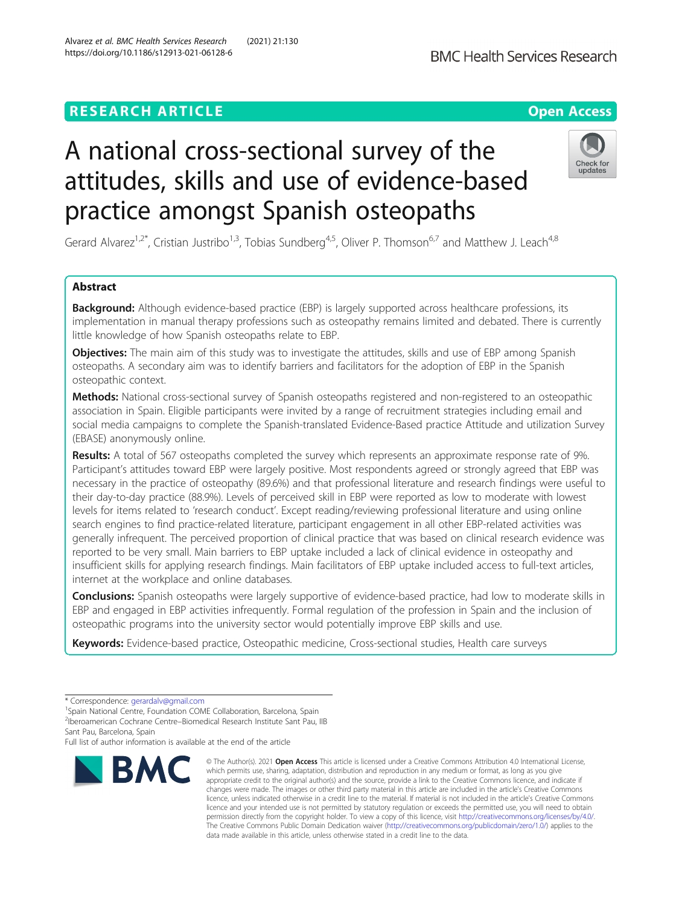RESEARCH ARTICLE

Open Access

# A national cross-sectional survey of the attitudes, skills and use of evidence-based practice amongst Spanish osteopaths

Gerard Alvarez[1,2*], Cristian Justribo[1,3], Tobias Sundberg[4,5], Oliver P. Thomson[6,7] and Matthew J. Leach[4,8]

## Abstract

**Background:** Although evidence-based practice (EBP) is largely supported across healthcare professions, its implementation in manual therapy professions such as osteopathy remains limited and debated. There is currently little knowledge of how Spanish osteopaths relate to EBP.

**Objectives:** The main aim of this study was to investigate the attitudes, skills and use of EBP among Spanish osteopaths. A secondary aim was to identify barriers and facilitators for the adoption of EBP in the Spanish osteopathic context.

**Methods:** National cross-sectional survey of Spanish osteopaths registered and non-registered to an osteopathic association in Spain. Eligible participants were invited by a range of recruitment strategies including email and social media campaigns to complete the Spanish-translated Evidence-Based practice Attitude and utilization Survey (EBASE) anonymously online.

**Results:** A total of 567 osteopaths completed the survey which represents an approximate response rate of 9%. Participant's attitudes toward EBP were largely positive. Most respondents agreed or strongly agreed that EBP was necessary in the practice of osteopathy (89.6%) and that professional literature and research findings were useful to their day-to-day practice (88.9%). Levels of perceived skill in EBP were reported as low to moderate with lowest levels for items related to 'research conduct'. Except reading/reviewing professional literature and using online search engines to find practice-related literature, participant engagement in all other EBP-related activities was generally infrequent. The perceived proportion of clinical practice that was based on clinical research evidence was reported to be very small. Main barriers to EBP uptake included a lack of clinical evidence in osteopathy and insufficient skills for applying research findings. Main facilitators of EBP uptake included access to full-text articles, internet at the workplace and online databases.

**Conclusions:** Spanish osteopaths were largely supportive of evidence-based practice, had low to moderate skills in EBP and engaged in EBP activities infrequently. Formal regulation of the profession in Spain and the inclusion of osteopathic programs into the university sector would potentially improve EBP skills and use.

**Keywords:** Evidence-based practice, Osteopathic medicine, Cross-sectional studies, Health care surveys

---

* Correspondence: gerardalv@gmail.com
[1]Spain National Centre, Foundation COME Collaboration, Barcelona, Spain
[2]Iberoamerican Cochrane Centre–Biomedical Research Institute Sant Pau, IIB Sant Pau, Barcelona, Spain
Full list of author information is available at the end of the article

© The Author(s). 2021 **Open Access** This article is licensed under a Creative Commons Attribution 4.0 International License, which permits use, sharing, adaptation, distribution and reproduction in any medium or format, as long as you give appropriate credit to the original author(s) and the source, provide a link to the Creative Commons licence, and indicate if changes were made. The images or other third party material in this article are included in the article's Creative Commons licence, unless indicated otherwise in a credit line to the material. If material is not included in the article's Creative Commons licence and your intended use is not permitted by statutory regulation or exceeds the permitted use, you will need to obtain permission directly from the copyright holder. To view a copy of this licence, visit http://creativecommons.org/licenses/by/4.0/. The Creative Commons Public Domain Dedication waiver (http://creativecommons.org/publicdomain/zero/1.0/) applies to the data made available in this article, unless otherwise stated in a credit line to the data.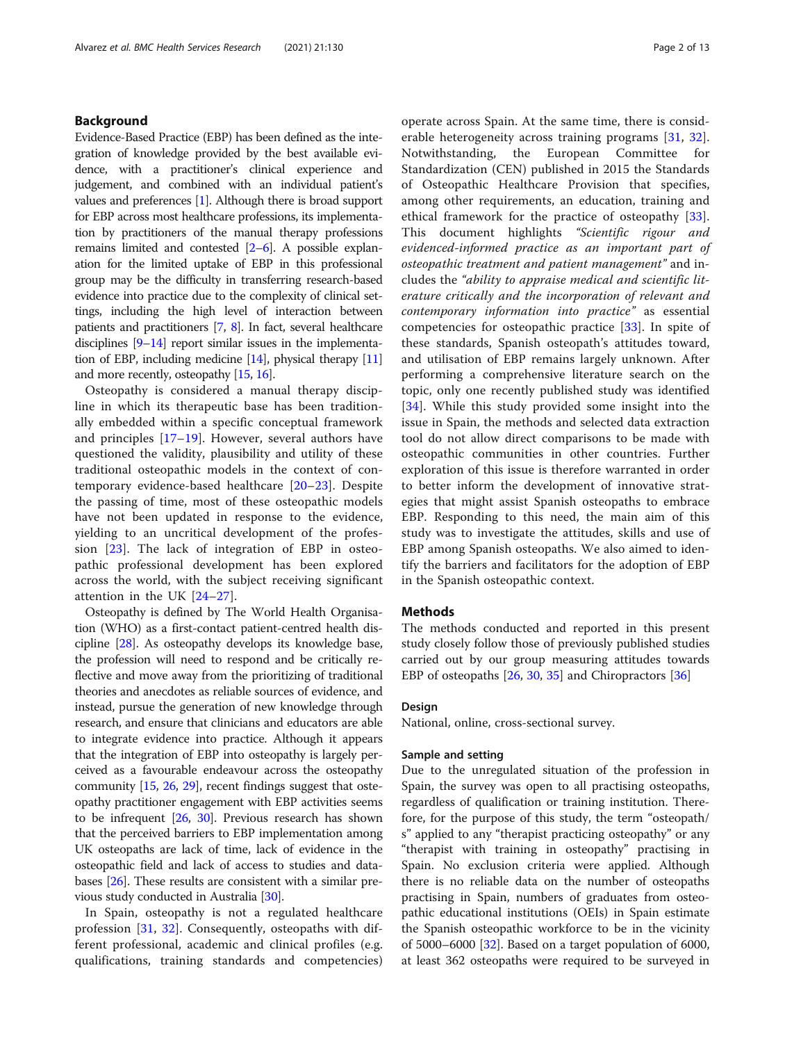## Background

Evidence-Based Practice (EBP) has been defined as the integration of knowledge provided by the best available evidence, with a practitioner's clinical experience and judgement, and combined with an individual patient's values and preferences [1]. Although there is broad support for EBP across most healthcare professions, its implementation by practitioners of the manual therapy professions remains limited and contested [2–6]. A possible explanation for the limited uptake of EBP in this professional group may be the difficulty in transferring research-based evidence into practice due to the complexity of clinical settings, including the high level of interaction between patients and practitioners [7, 8]. In fact, several healthcare disciplines [9–14] report similar issues in the implementation of EBP, including medicine [14], physical therapy [11] and more recently, osteopathy [15, 16].

Osteopathy is considered a manual therapy discipline in which its therapeutic base has been traditionally embedded within a specific conceptual framework and principles [17–19]. However, several authors have questioned the validity, plausibility and utility of these traditional osteopathic models in the context of contemporary evidence-based healthcare [20–23]. Despite the passing of time, most of these osteopathic models have not been updated in response to the evidence, yielding to an uncritical development of the profession [23]. The lack of integration of EBP in osteopathic professional development has been explored across the world, with the subject receiving significant attention in the UK [24–27].

Osteopathy is defined by The World Health Organisation (WHO) as a first-contact patient-centred health discipline [28]. As osteopathy develops its knowledge base, the profession will need to respond and be critically reflective and move away from the prioritizing of traditional theories and anecdotes as reliable sources of evidence, and instead, pursue the generation of new knowledge through research, and ensure that clinicians and educators are able to integrate evidence into practice. Although it appears that the integration of EBP into osteopathy is largely perceived as a favourable endeavour across the osteopathy community [15, 26, 29], recent findings suggest that osteopathy practitioner engagement with EBP activities seems to be infrequent [26, 30]. Previous research has shown that the perceived barriers to EBP implementation among UK osteopaths are lack of time, lack of evidence in the osteopathic field and lack of access to studies and databases [26]. These results are consistent with a similar previous study conducted in Australia [30].

In Spain, osteopathy is not a regulated healthcare profession [31, 32]. Consequently, osteopaths with different professional, academic and clinical profiles (e.g. qualifications, training standards and competencies) operate across Spain. At the same time, there is considerable heterogeneity across training programs [31, 32]. Notwithstanding, the European Committee for Standardization (CEN) published in 2015 the Standards of Osteopathic Healthcare Provision that specifies, among other requirements, an education, training and ethical framework for the practice of osteopathy [33]. This document highlights *"Scientific rigour and evidenced-informed practice as an important part of osteopathic treatment and patient management"* and includes the *"ability to appraise medical and scientific literature critically and the incorporation of relevant and contemporary information into practice"* as essential competencies for osteopathic practice [33]. In spite of these standards, Spanish osteopath's attitudes toward, and utilisation of EBP remains largely unknown. After performing a comprehensive literature search on the topic, only one recently published study was identified [34]. While this study provided some insight into the issue in Spain, the methods and selected data extraction tool do not allow direct comparisons to be made with osteopathic communities in other countries. Further exploration of this issue is therefore warranted in order to better inform the development of innovative strategies that might assist Spanish osteopaths to embrace EBP. Responding to this need, the main aim of this study was to investigate the attitudes, skills and use of EBP among Spanish osteopaths. We also aimed to identify the barriers and facilitators for the adoption of EBP in the Spanish osteopathic context.

## Methods

The methods conducted and reported in this present study closely follow those of previously published studies carried out by our group measuring attitudes towards EBP of osteopaths [26, 30, 35] and Chiropractors [36]

### Design

National, online, cross-sectional survey.

### Sample and setting

Due to the unregulated situation of the profession in Spain, the survey was open to all practising osteopaths, regardless of qualification or training institution. Therefore, for the purpose of this study, the term "osteopath/s" applied to any "therapist practicing osteopathy" or any "therapist with training in osteopathy" practising in Spain. No exclusion criteria were applied. Although there is no reliable data on the number of osteopaths practising in Spain, numbers of graduates from osteopathic educational institutions (OEIs) in Spain estimate the Spanish osteopathic workforce to be in the vicinity of 5000–6000 [32]. Based on a target population of 6000, at least 362 osteopaths were required to be surveyed in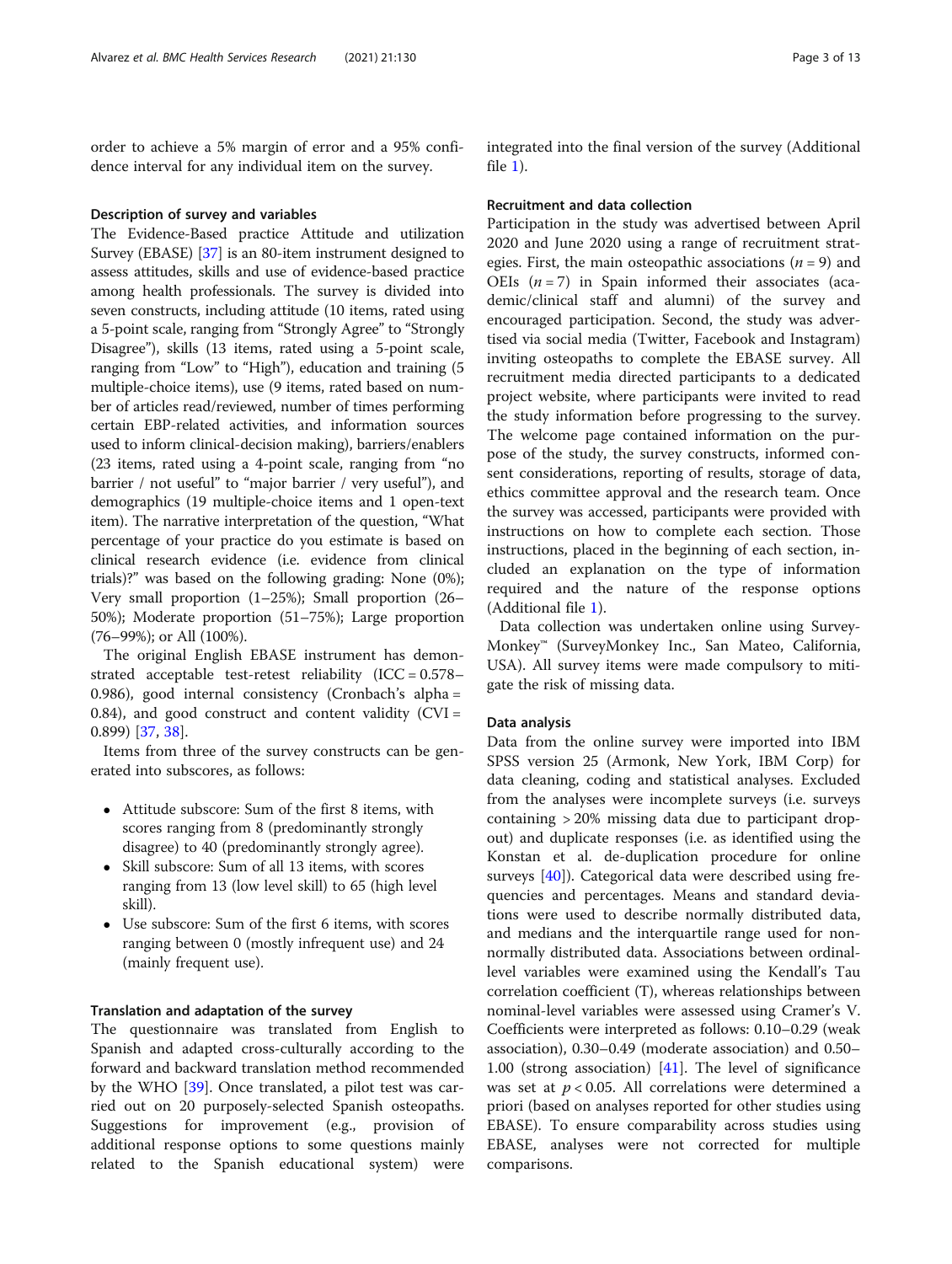order to achieve a 5% margin of error and a 95% confidence interval for any individual item on the survey.

### Description of survey and variables

The Evidence-Based practice Attitude and utilization Survey (EBASE) [37] is an 80-item instrument designed to assess attitudes, skills and use of evidence-based practice among health professionals. The survey is divided into seven constructs, including attitude (10 items, rated using a 5-point scale, ranging from "Strongly Agree" to "Strongly Disagree"), skills (13 items, rated using a 5-point scale, ranging from "Low" to "High"), education and training (5 multiple-choice items), use (9 items, rated based on number of articles read/reviewed, number of times performing certain EBP-related activities, and information sources used to inform clinical-decision making), barriers/enablers (23 items, rated using a 4-point scale, ranging from "no barrier / not useful" to "major barrier / very useful"), and demographics (19 multiple-choice items and 1 open-text item). The narrative interpretation of the question, "What percentage of your practice do you estimate is based on clinical research evidence (i.e. evidence from clinical trials)?" was based on the following grading: None (0%); Very small proportion (1–25%); Small proportion (26–50%); Moderate proportion (51–75%); Large proportion (76–99%); or All (100%).

The original English EBASE instrument has demonstrated acceptable test-retest reliability (ICC = 0.578–0.986), good internal consistency (Cronbach's alpha = 0.84), and good construct and content validity (CVI = 0.899) [37, 38].

Items from three of the survey constructs can be generated into subscores, as follows:

- Attitude subscore: Sum of the first 8 items, with scores ranging from 8 (predominantly strongly disagree) to 40 (predominantly strongly agree).
- Skill subscore: Sum of all 13 items, with scores ranging from 13 (low level skill) to 65 (high level skill).
- Use subscore: Sum of the first 6 items, with scores ranging between 0 (mostly infrequent use) and 24 (mainly frequent use).

### Translation and adaptation of the survey

The questionnaire was translated from English to Spanish and adapted cross-culturally according to the forward and backward translation method recommended by the WHO [39]. Once translated, a pilot test was carried out on 20 purposely-selected Spanish osteopaths. Suggestions for improvement (e.g., provision of additional response options to some questions mainly related to the Spanish educational system) were integrated into the final version of the survey (Additional file 1).

### Recruitment and data collection

Participation in the study was advertised between April 2020 and June 2020 using a range of recruitment strategies. First, the main osteopathic associations ($n = 9$) and OEIs ($n = 7$) in Spain informed their associates (academic/clinical staff and alumni) of the survey and encouraged participation. Second, the study was advertised via social media (Twitter, Facebook and Instagram) inviting osteopaths to complete the EBASE survey. All recruitment media directed participants to a dedicated project website, where participants were invited to read the study information before progressing to the survey. The welcome page contained information on the purpose of the study, the survey constructs, informed consent considerations, reporting of results, storage of data, ethics committee approval and the research team. Once the survey was accessed, participants were provided with instructions on how to complete each section. Those instructions, placed in the beginning of each section, included an explanation on the type of information required and the nature of the response options (Additional file 1).

Data collection was undertaken online using SurveyMonkey™ (SurveyMonkey Inc., San Mateo, California, USA). All survey items were made compulsory to mitigate the risk of missing data.

### Data analysis

Data from the online survey were imported into IBM SPSS version 25 (Armonk, New York, IBM Corp) for data cleaning, coding and statistical analyses. Excluded from the analyses were incomplete surveys (i.e. surveys containing > 20% missing data due to participant drop-out) and duplicate responses (i.e. as identified using the Konstan et al. de-duplication procedure for online surveys [40]). Categorical data were described using frequencies and percentages. Means and standard deviations were used to describe normally distributed data, and medians and the interquartile range used for non-normally distributed data. Associations between ordinal-level variables were examined using the Kendall's Tau correlation coefficient (T), whereas relationships between nominal-level variables were assessed using Cramer's V. Coefficients were interpreted as follows: 0.10–0.29 (weak association), 0.30–0.49 (moderate association) and 0.50–1.00 (strong association) [41]. The level of significance was set at $p < 0.05$. All correlations were determined a priori (based on analyses reported for other studies using EBASE). To ensure comparability across studies using EBASE, analyses were not corrected for multiple comparisons.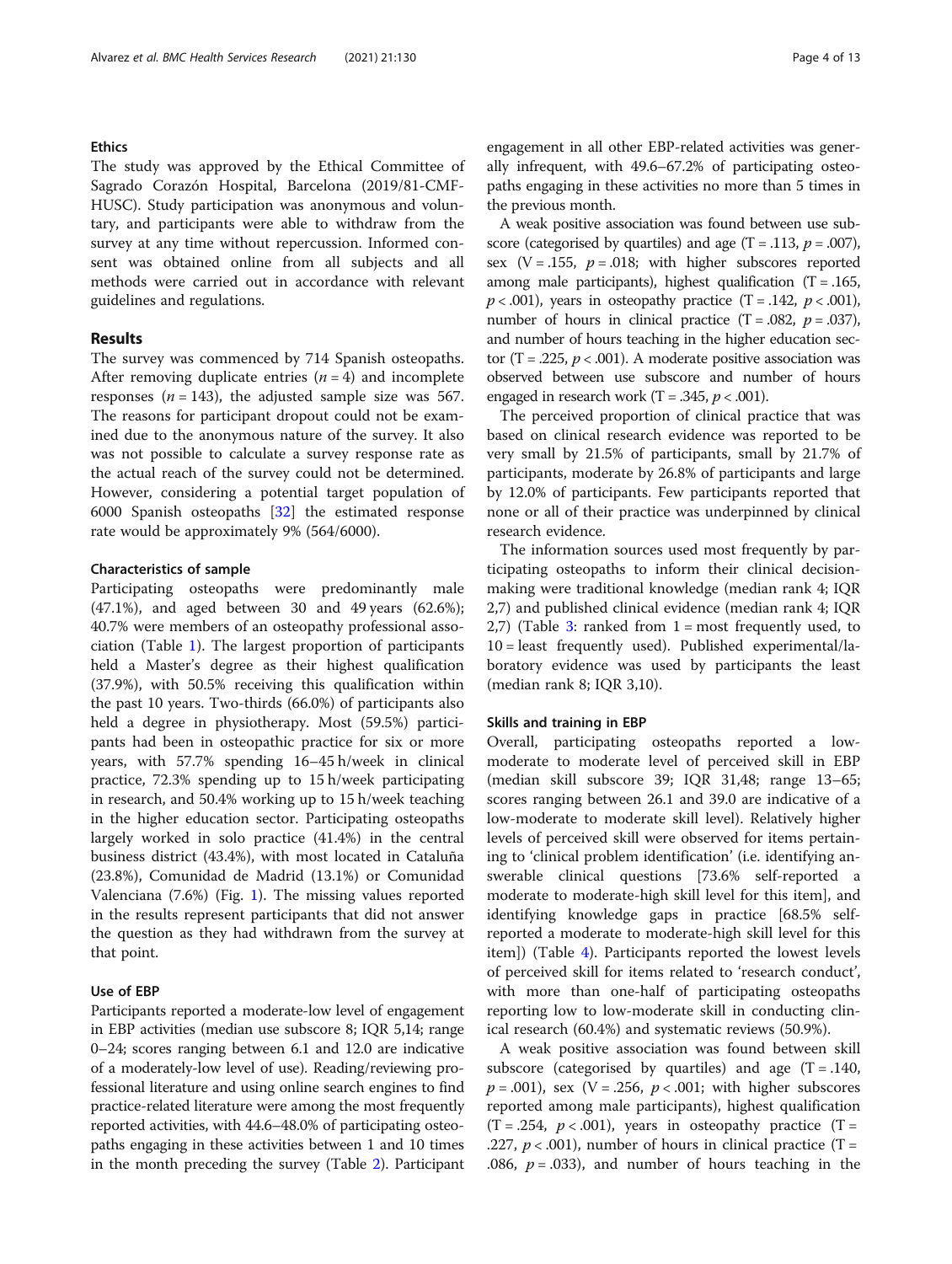### Ethics

The study was approved by the Ethical Committee of Sagrado Corazón Hospital, Barcelona (2019/81-CMF-HUSC). Study participation was anonymous and voluntary, and participants were able to withdraw from the survey at any time without repercussion. Informed consent was obtained online from all subjects and all methods were carried out in accordance with relevant guidelines and regulations.

## Results

The survey was commenced by 714 Spanish osteopaths. After removing duplicate entries ($n = 4$) and incomplete responses ($n = 143$), the adjusted sample size was 567. The reasons for participant dropout could not be examined due to the anonymous nature of the survey. It also was not possible to calculate a survey response rate as the actual reach of the survey could not be determined. However, considering a potential target population of 6000 Spanish osteopaths [32] the estimated response rate would be approximately 9% (564/6000).

### Characteristics of sample

Participating osteopaths were predominantly male (47.1%), and aged between 30 and 49 years (62.6%); 40.7% were members of an osteopathy professional association (Table 1). The largest proportion of participants held a Master's degree as their highest qualification (37.9%), with 50.5% receiving this qualification within the past 10 years. Two-thirds (66.0%) of participants also held a degree in physiotherapy. Most (59.5%) participants had been in osteopathic practice for six or more years, with 57.7% spending 16–45 h/week in clinical practice, 72.3% spending up to 15 h/week participating in research, and 50.4% working up to 15 h/week teaching in the higher education sector. Participating osteopaths largely worked in solo practice (41.4%) in the central business district (43.4%), with most located in Cataluña (23.8%), Comunidad de Madrid (13.1%) or Comunidad Valenciana (7.6%) (Fig. 1). The missing values reported in the results represent participants that did not answer the question as they had withdrawn from the survey at that point.

### Use of EBP

Participants reported a moderate-low level of engagement in EBP activities (median use subscore 8; IQR 5,14; range 0–24; scores ranging between 6.1 and 12.0 are indicative of a moderately-low level of use). Reading/reviewing professional literature and using online search engines to find practice-related literature were among the most frequently reported activities, with 44.6–48.0% of participating osteopaths engaging in these activities between 1 and 10 times in the month preceding the survey (Table 2). Participant engagement in all other EBP-related activities was generally infrequent, with 49.6–67.2% of participating osteopaths engaging in these activities no more than 5 times in the previous month.

A weak positive association was found between use subscore (categorised by quartiles) and age ($T = .113$, $p = .007$), sex ($V = .155$, $p = .018$; with higher subscores reported among male participants), highest qualification ($T = .165$, $p < .001$), years in osteopathy practice ($T = .142$, $p < .001$), number of hours in clinical practice ($T = .082$, $p = .037$), and number of hours teaching in the higher education sector ($T = .225$, $p < .001$). A moderate positive association was observed between use subscore and number of hours engaged in research work ($T = .345$, $p < .001$).

The perceived proportion of clinical practice that was based on clinical research evidence was reported to be very small by 21.5% of participants, small by 21.7% of participants, moderate by 26.8% of participants and large by 12.0% of participants. Few participants reported that none or all of their practice was underpinned by clinical research evidence.

The information sources used most frequently by participating osteopaths to inform their clinical decision-making were traditional knowledge (median rank 4; IQR 2,7) and published clinical evidence (median rank 4; IQR 2,7) (Table 3: ranked from 1 = most frequently used, to 10 = least frequently used). Published experimental/laboratory evidence was used by participants the least (median rank 8; IQR 3,10).

### Skills and training in EBP

Overall, participating osteopaths reported a low-moderate to moderate level of perceived skill in EBP (median skill subscore 39; IQR 31,48; range 13–65; scores ranging between 26.1 and 39.0 are indicative of a low-moderate to moderate skill level). Relatively higher levels of perceived skill were observed for items pertaining to 'clinical problem identification' (i.e. identifying answerable clinical questions [73.6% self-reported a moderate to moderate-high skill level for this item], and identifying knowledge gaps in practice [68.5% self-reported a moderate to moderate-high skill level for this item]) (Table 4). Participants reported the lowest levels of perceived skill for items related to 'research conduct', with more than one-half of participating osteopaths reporting low to low-moderate skill in conducting clinical research (60.4%) and systematic reviews (50.9%).

A weak positive association was found between skill subscore (categorised by quartiles) and age ($T = .140$, $p = .001$), sex ($V = .256$, $p < .001$; with higher subscores reported among male participants), highest qualification ($T = .254$, $p < .001$), years in osteopathy practice ($T = .227$, $p < .001$), number of hours in clinical practice ($T = .086$, $p = .033$), and number of hours teaching in the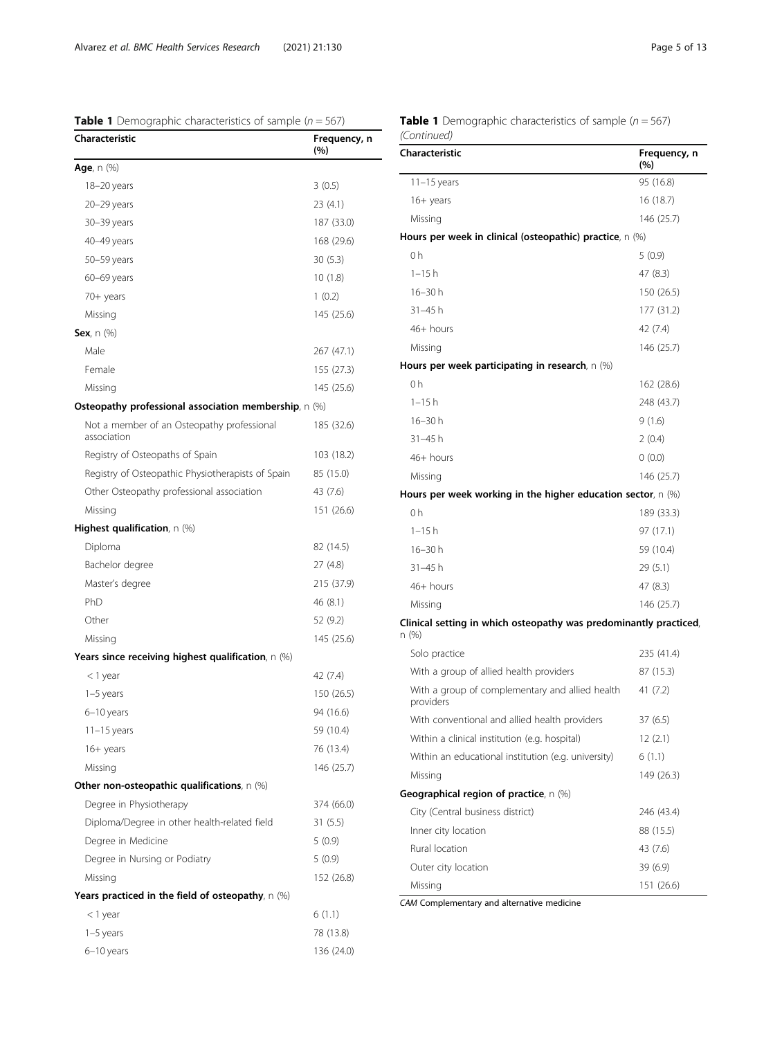**Table 1** Demographic characteristics of sample ($n = 567$)

| Characteristic | Frequency, n (%) |
|---|---|
| **Age**, n (%) | |
| 18–20 years | 3 (0.5) |
| 20–29 years | 23 (4.1) |
| 30–39 years | 187 (33.0) |
| 40–49 years | 168 (29.6) |
| 50–59 years | 30 (5.3) |
| 60–69 years | 10 (1.8) |
| 70+ years | 1 (0.2) |
| Missing | 145 (25.6) |
| **Sex**, n (%) | |
| Male | 267 (47.1) |
| Female | 155 (27.3) |
| Missing | 145 (25.6) |
| **Osteopathy professional association membership**, n (%) | |
| Not a member of an Osteopathy professional association | 185 (32.6) |
| Registry of Osteopaths of Spain | 103 (18.2) |
| Registry of Osteopathic Physiotherapists of Spain | 85 (15.0) |
| Other Osteopathy professional association | 43 (7.6) |
| Missing | 151 (26.6) |
| **Highest qualification**, n (%) | |
| Diploma | 82 (14.5) |
| Bachelor degree | 27 (4.8) |
| Master's degree | 215 (37.9) |
| PhD | 46 (8.1) |
| Other | 52 (9.2) |
| Missing | 145 (25.6) |
| **Years since receiving highest qualification**, n (%) | |
| < 1 year | 42 (7.4) |
| 1–5 years | 150 (26.5) |
| 6–10 years | 94 (16.6) |
| 11–15 years | 59 (10.4) |
| 16+ years | 76 (13.4) |
| Missing | 146 (25.7) |
| **Other non-osteopathic qualifications**, n (%) | |
| Degree in Physiotherapy | 374 (66.0) |
| Diploma/Degree in other health-related field | 31 (5.5) |
| Degree in Medicine | 5 (0.9) |
| Degree in Nursing or Podiatry | 5 (0.9) |
| Missing | 152 (26.8) |
| **Years practiced in the field of osteopathy**, n (%) | |
| < 1 year | 6 (1.1) |
| 1–5 years | 78 (13.8) |
| 6–10 years | 136 (24.0) |
| 11–15 years | 95 (16.8) |
| 16+ years | 16 (18.7) |
| Missing | 146 (25.7) |
| **Hours per week in clinical (osteopathic) practice**, n (%) | |
| 0 h | 5 (0.9) |
| 1–15 h | 47 (8.3) |
| 16–30 h | 150 (26.5) |
| 31–45 h | 177 (31.2) |
| 46+ hours | 42 (7.4) |
| Missing | 146 (25.7) |
| **Hours per week participating in research**, n (%) | |
| 0 h | 162 (28.6) |
| 1–15 h | 248 (43.7) |
| 16–30 h | 9 (1.6) |
| 31–45 h | 2 (0.4) |
| 46+ hours | 0 (0.0) |
| Missing | 146 (25.7) |
| **Hours per week working in the higher education sector**, n (%) | |
| 0 h | 189 (33.3) |
| 1–15 h | 97 (17.1) |
| 16–30 h | 59 (10.4) |
| 31–45 h | 29 (5.1) |
| 46+ hours | 47 (8.3) |
| Missing | 146 (25.7) |
| **Clinical setting in which osteopathy was predominantly practiced**, n (%) | |
| Solo practice | 235 (41.4) |
| With a group of allied health providers | 87 (15.3) |
| With a group of complementary and allied health providers | 41 (7.2) |
| With conventional and allied health providers | 37 (6.5) |
| Within a clinical institution (e.g. hospital) | 12 (2.1) |
| Within an educational institution (e.g. university) | 6 (1.1) |
| Missing | 149 (26.3) |
| **Geographical region of practice**, n (%) | |
| City (Central business district) | 246 (43.4) |
| Inner city location | 88 (15.5) |
| Rural location | 43 (7.6) |
| Outer city location | 39 (6.9) |
| Missing | 151 (26.6) |

*CAM* Complementary and alternative medicine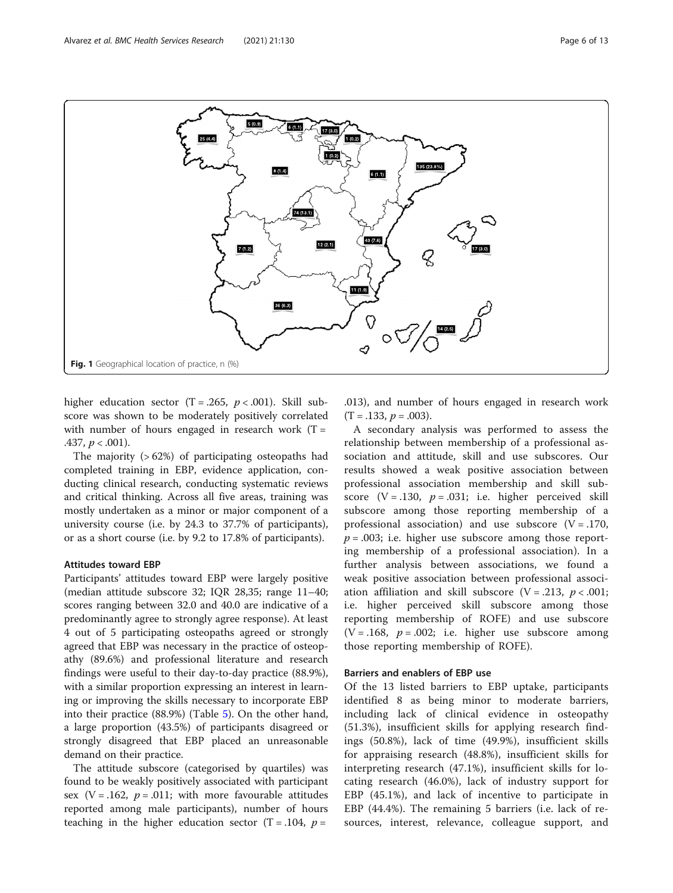Fig. 1 Geographical location of practice, n (%)

higher education sector (T = .265, $p < .001$). Skill subscore was shown to be moderately positively correlated with number of hours engaged in research work (T = .437, $p < .001$).

The majority (> 62%) of participating osteopaths had completed training in EBP, evidence application, conducting clinical research, conducting systematic reviews and critical thinking. Across all five areas, training was mostly undertaken as a minor or major component of a university course (i.e. by 24.3 to 37.7% of participants), or as a short course (i.e. by 9.2 to 17.8% of participants).

### Attitudes toward EBP

Participants' attitudes toward EBP were largely positive (median attitude subscore 32; IQR 28,35; range 11–40; scores ranging between 32.0 and 40.0 are indicative of a predominantly agree to strongly agree response). At least 4 out of 5 participating osteopaths agreed or strongly agreed that EBP was necessary in the practice of osteopathy (89.6%) and professional literature and research findings were useful to their day-to-day practice (88.9%), with a similar proportion expressing an interest in learning or improving the skills necessary to incorporate EBP into their practice (88.9%) (Table 5). On the other hand, a large proportion (43.5%) of participants disagreed or strongly disagreed that EBP placed an unreasonable demand on their practice.

The attitude subscore (categorised by quartiles) was found to be weakly positively associated with participant sex (V = .162, $p = .011$; with more favourable attitudes reported among male participants), number of hours teaching in the higher education sector (T = .104, $p = .013$), and number of hours engaged in research work (T = .133, $p = .003$).

A secondary analysis was performed to assess the relationship between membership of a professional association and attitude, skill and use subscores. Our results showed a weak positive association between professional association membership and skill subscore (V = .130, $p = .031$; i.e. higher perceived skill subscore among those reporting membership of a professional association) and use subscore (V = .170, $p = .003$; i.e. higher use subscore among those reporting membership of a professional association). In a further analysis between associations, we found a weak positive association between professional association affiliation and skill subscore (V = .213, $p < .001$; i.e. higher perceived skill subscore among those reporting membership of ROFE) and use subscore (V = .168, $p = .002$; i.e. higher use subscore among those reporting membership of ROFE).

### Barriers and enablers of EBP use

Of the 13 listed barriers to EBP uptake, participants identified 8 as being minor to moderate barriers, including lack of clinical evidence in osteopathy (51.3%), insufficient skills for applying research findings (50.8%), lack of time (49.9%), insufficient skills for appraising research (48.8%), insufficient skills for interpreting research (47.1%), insufficient skills for locating research (46.0%), lack of industry support for EBP (45.1%), and lack of incentive to participate in EBP (44.4%). The remaining 5 barriers (i.e. lack of resources, interest, relevance, colleague support, and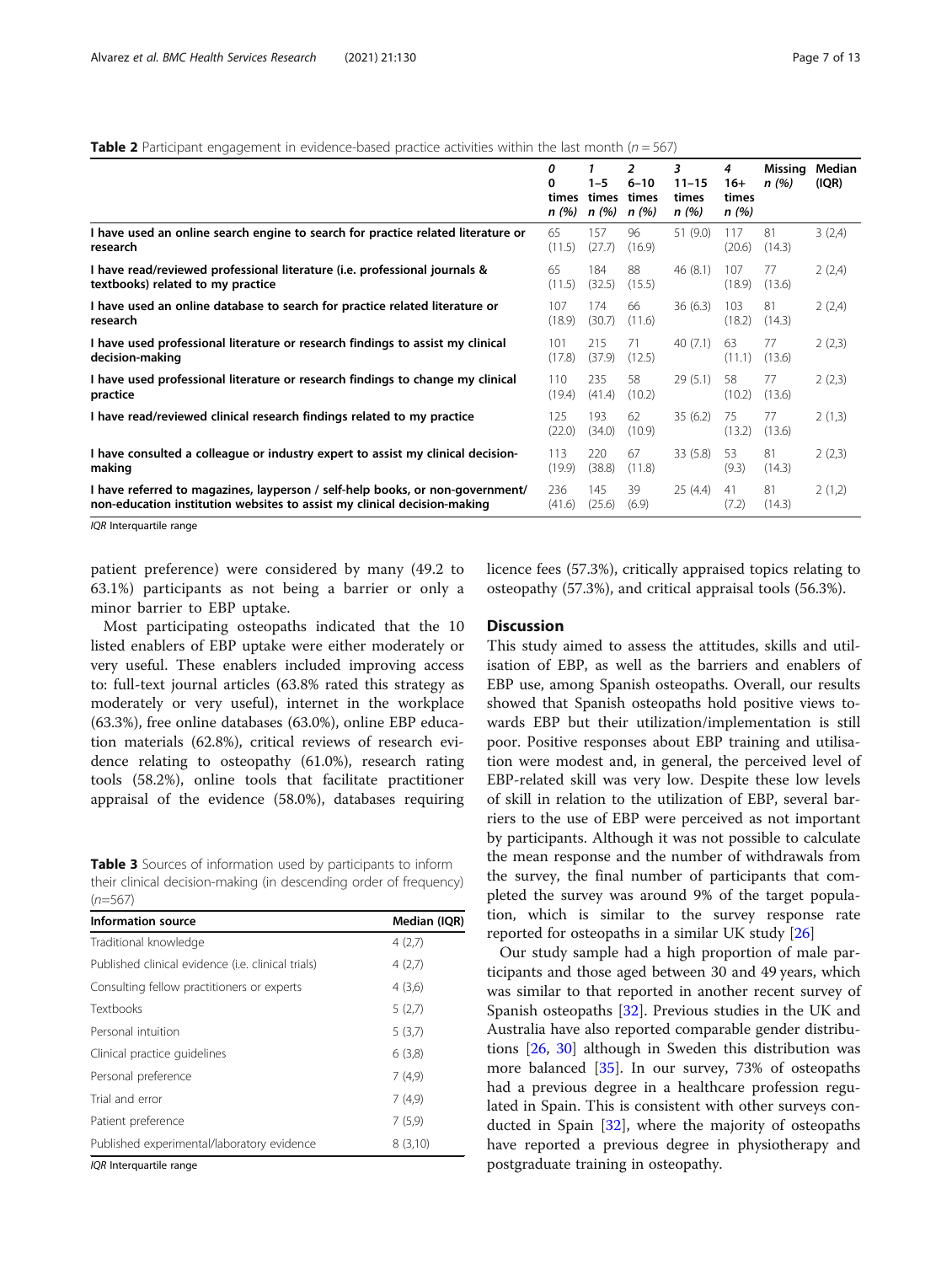**Table 2** Participant engagement in evidence-based practice activities within the last month ($n = 567$)

| | *0* *0 times n (%)* | *1* *1–5 times n (%)* | *2* *6–10 times n (%)* | *3* *11–15 times n (%)* | *4* *16+ times n (%)* | **Missing** *n (%)* | **Median (IQR)** |
|---|---|---|---|---|---|---|---|
| **I have used an online search engine to search for practice related literature or research** | 65 (11.5) | 157 (27.7) | 96 (16.9) | 51 (9.0) | 117 (20.6) | 81 (14.3) | 3 (2,4) |
| **I have read/reviewed professional literature (i.e. professional journals & textbooks) related to my practice** | 65 (11.5) | 184 (32.5) | 88 (15.5) | 46 (8.1) | 107 (18.9) | 77 (13.6) | 2 (2,4) |
| **I have used an online database to search for practice related literature or research** | 107 (18.9) | 174 (30.7) | 66 (11.6) | 36 (6.3) | 103 (18.2) | 81 (14.3) | 2 (2,4) |
| **I have used professional literature or research findings to assist my clinical decision-making** | 101 (17.8) | 215 (37.9) | 71 (12.5) | 40 (7.1) | 63 (11.1) | 77 (13.6) | 2 (2,3) |
| **I have used professional literature or research findings to change my clinical practice** | 110 (19.4) | 235 (41.4) | 58 (10.2) | 29 (5.1) | 58 (10.2) | 77 (13.6) | 2 (2,3) |
| **I have read/reviewed clinical research findings related to my practice** | 125 (22.0) | 193 (34.0) | 62 (10.9) | 35 (6.2) | 75 (13.2) | 77 (13.6) | 2 (1,3) |
| **I have consulted a colleague or industry expert to assist my clinical decision-making** | 113 (19.9) | 220 (38.8) | 67 (11.8) | 33 (5.8) | 53 (9.3) | 81 (14.3) | 2 (2,3) |
| **I have referred to magazines, layperson / self-help books, or non-government/ non-education institution websites to assist my clinical decision-making** | 236 (41.6) | 145 (25.6) | 39 (6.9) | 25 (4.4) | 41 (7.2) | 81 (14.3) | 2 (1,2) |

*IQR* Interquartile range

patient preference) were considered by many (49.2 to 63.1%) participants as not being a barrier or only a minor barrier to EBP uptake.

Most participating osteopaths indicated that the 10 listed enablers of EBP uptake were either moderately or very useful. These enablers included improving access to: full-text journal articles (63.8% rated this strategy as moderately or very useful), internet in the workplace (63.3%), free online databases (63.0%), online EBP education materials (62.8%), critical reviews of research evidence relating to osteopathy (61.0%), research rating tools (58.2%), online tools that facilitate practitioner appraisal of the evidence (58.0%), databases requiring licence fees (57.3%), critically appraised topics relating to osteopathy (57.3%), and critical appraisal tools (56.3%).

**Table 3** Sources of information used by participants to inform their clinical decision-making (in descending order of frequency) ($n$=567)

| Information source | Median (IQR) |
|---|---|
| Traditional knowledge | 4 (2,7) |
| Published clinical evidence (i.e. clinical trials) | 4 (2,7) |
| Consulting fellow practitioners or experts | 4 (3,6) |
| Textbooks | 5 (2,7) |
| Personal intuition | 5 (3,7) |
| Clinical practice guidelines | 6 (3,8) |
| Personal preference | 7 (4,9) |
| Trial and error | 7 (4,9) |
| Patient preference | 7 (5,9) |
| Published experimental/laboratory evidence | 8 (3,10) |

*IQR* Interquartile range

## Discussion

This study aimed to assess the attitudes, skills and utilisation of EBP, as well as the barriers and enablers of EBP use, among Spanish osteopaths. Overall, our results showed that Spanish osteopaths hold positive views towards EBP but their utilization/implementation is still poor. Positive responses about EBP training and utilisation were modest and, in general, the perceived level of EBP-related skill was very low. Despite these low levels of skill in relation to the utilization of EBP, several barriers to the use of EBP were perceived as not important by participants. Although it was not possible to calculate the mean response and the number of withdrawals from the survey, the final number of participants that completed the survey was around 9% of the target population, which is similar to the survey response rate reported for osteopaths in a similar UK study [26]

Our study sample had a high proportion of male participants and those aged between 30 and 49 years, which was similar to that reported in another recent survey of Spanish osteopaths [32]. Previous studies in the UK and Australia have also reported comparable gender distributions [26, 30] although in Sweden this distribution was more balanced [35]. In our survey, 73% of osteopaths had a previous degree in a healthcare profession regulated in Spain. This is consistent with other surveys conducted in Spain [32], where the majority of osteopaths have reported a previous degree in physiotherapy and postgraduate training in osteopathy.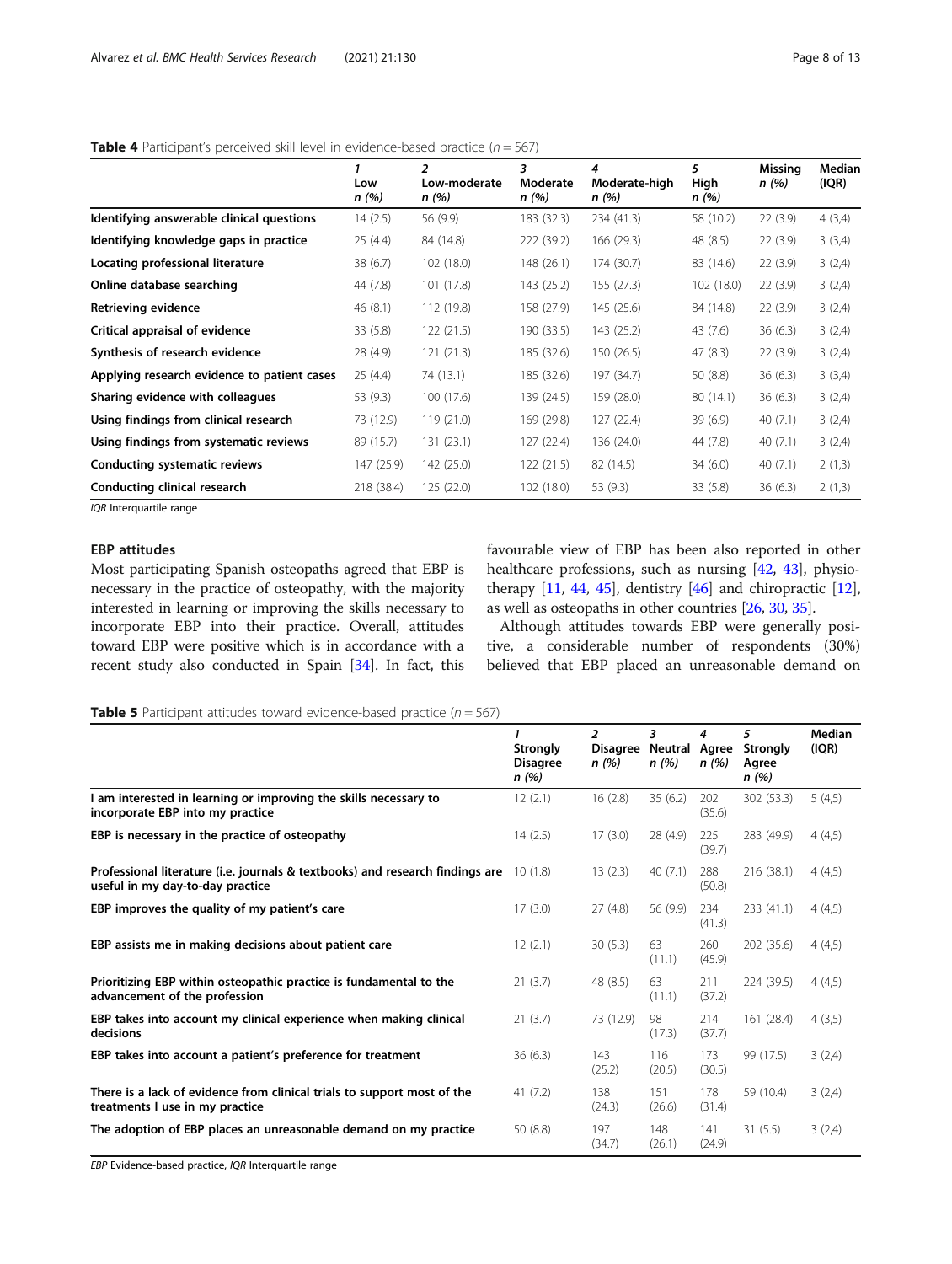**Table 4** Participant's perceived skill level in evidence-based practice ($n = 567$)

| | 1 Low n (%) | 2 Low-moderate n (%) | 3 Moderate n (%) | 4 Moderate-high n (%) | 5 High n (%) | Missing n (%) | Median (IQR) |
|---|---|---|---|---|---|---|---|
| **Identifying answerable clinical questions** | 14 (2.5) | 56 (9.9) | 183 (32.3) | 234 (41.3) | 58 (10.2) | 22 (3.9) | 4 (3,4) |
| **Identifying knowledge gaps in practice** | 25 (4.4) | 84 (14.8) | 222 (39.2) | 166 (29.3) | 48 (8.5) | 22 (3.9) | 3 (3,4) |
| **Locating professional literature** | 38 (6.7) | 102 (18.0) | 148 (26.1) | 174 (30.7) | 83 (14.6) | 22 (3.9) | 3 (2,4) |
| **Online database searching** | 44 (7.8) | 101 (17.8) | 143 (25.2) | 155 (27.3) | 102 (18.0) | 22 (3.9) | 3 (2,4) |
| **Retrieving evidence** | 46 (8.1) | 112 (19.8) | 158 (27.9) | 145 (25.6) | 84 (14.8) | 22 (3.9) | 3 (2,4) |
| **Critical appraisal of evidence** | 33 (5.8) | 122 (21.5) | 190 (33.5) | 143 (25.2) | 43 (7.6) | 36 (6.3) | 3 (2,4) |
| **Synthesis of research evidence** | 28 (4.9) | 121 (21.3) | 185 (32.6) | 150 (26.5) | 47 (8.3) | 22 (3.9) | 3 (2,4) |
| **Applying research evidence to patient cases** | 25 (4.4) | 74 (13.1) | 185 (32.6) | 197 (34.7) | 50 (8.8) | 36 (6.3) | 3 (3,4) |
| **Sharing evidence with colleagues** | 53 (9.3) | 100 (17.6) | 139 (24.5) | 159 (28.0) | 80 (14.1) | 36 (6.3) | 3 (2,4) |
| **Using findings from clinical research** | 73 (12.9) | 119 (21.0) | 169 (29.8) | 127 (22.4) | 39 (6.9) | 40 (7.1) | 3 (2,4) |
| **Using findings from systematic reviews** | 89 (15.7) | 131 (23.1) | 127 (22.4) | 136 (24.0) | 44 (7.8) | 40 (7.1) | 3 (2,4) |
| **Conducting systematic reviews** | 147 (25.9) | 142 (25.0) | 122 (21.5) | 82 (14.5) | 34 (6.0) | 40 (7.1) | 2 (1,3) |
| **Conducting clinical research** | 218 (38.4) | 125 (22.0) | 102 (18.0) | 53 (9.3) | 33 (5.8) | 36 (6.3) | 2 (1,3) |

*IQR* Interquartile range

### EBP attitudes

Most participating Spanish osteopaths agreed that EBP is necessary in the practice of osteopathy, with the majority interested in learning or improving the skills necessary to incorporate EBP into their practice. Overall, attitudes toward EBP were positive which is in accordance with a recent study also conducted in Spain [34]. In fact, this favourable view of EBP has been also reported in other healthcare professions, such as nursing [42, 43], physiotherapy [11, 44, 45], dentistry [46] and chiropractic [12], as well as osteopaths in other countries [26, 30, 35].

Although attitudes towards EBP were generally positive, a considerable number of respondents (30%) believed that EBP placed an unreasonable demand on

**Table 5** Participant attitudes toward evidence-based practice ($n = 567$)

| | 1 Strongly Disagree n (%) | 2 Disagree n (%) | 3 Neutral n (%) | 4 Agree n (%) | 5 Strongly Agree n (%) | Median (IQR) |
|---|---|---|---|---|---|---|
| **I am interested in learning or improving the skills necessary to incorporate EBP into my practice** | 12 (2.1) | 16 (2.8) | 35 (6.2) | 202 (35.6) | 302 (53.3) | 5 (4,5) |
| **EBP is necessary in the practice of osteopathy** | 14 (2.5) | 17 (3.0) | 28 (4.9) | 225 (39.7) | 283 (49.9) | 4 (4,5) |
| **Professional literature (i.e. journals & textbooks) and research findings are useful in my day-to-day practice** | 10 (1.8) | 13 (2.3) | 40 (7.1) | 288 (50.8) | 216 (38.1) | 4 (4,5) |
| **EBP improves the quality of my patient's care** | 17 (3.0) | 27 (4.8) | 56 (9.9) | 234 (41.3) | 233 (41.1) | 4 (4,5) |
| **EBP assists me in making decisions about patient care** | 12 (2.1) | 30 (5.3) | 63 (11.1) | 260 (45.9) | 202 (35.6) | 4 (4,5) |
| **Prioritizing EBP within osteopathic practice is fundamental to the advancement of the profession** | 21 (3.7) | 48 (8.5) | 63 (11.1) | 211 (37.2) | 224 (39.5) | 4 (4,5) |
| **EBP takes into account my clinical experience when making clinical decisions** | 21 (3.7) | 73 (12.9) | 98 (17.3) | 214 (37.7) | 161 (28.4) | 4 (3,5) |
| **EBP takes into account a patient's preference for treatment** | 36 (6.3) | 143 (25.2) | 116 (20.5) | 173 (30.5) | 99 (17.5) | 3 (2,4) |
| **There is a lack of evidence from clinical trials to support most of the treatments I use in my practice** | 41 (7.2) | 138 (24.3) | 151 (26.6) | 178 (31.4) | 59 (10.4) | 3 (2,4) |
| **The adoption of EBP places an unreasonable demand on my practice** | 50 (8.8) | 197 (34.7) | 148 (26.1) | 141 (24.9) | 31 (5.5) | 3 (2,4) |

*EBP* Evidence-based practice, *IQR* Interquartile range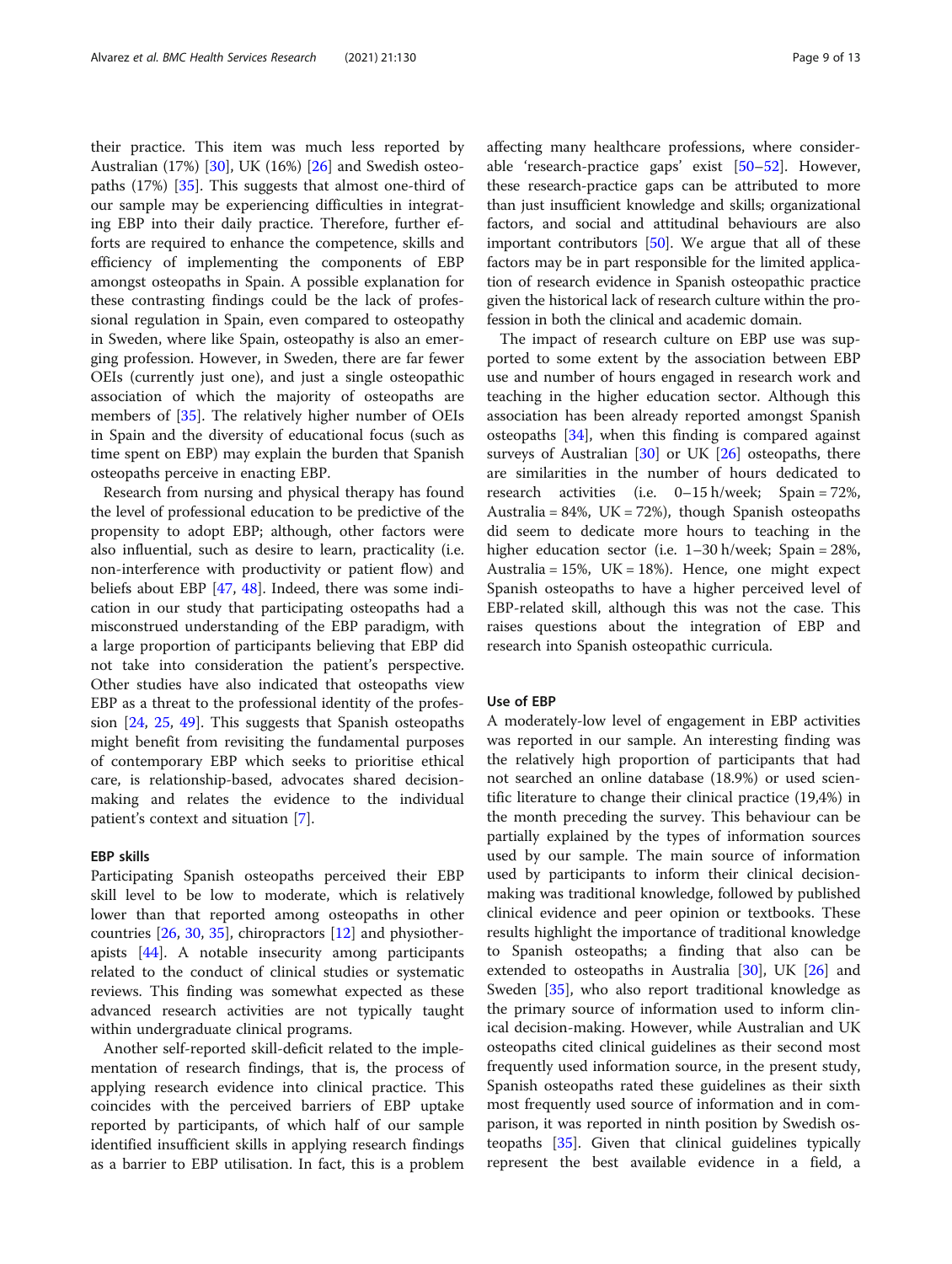their practice. This item was much less reported by Australian (17%) [30], UK (16%) [26] and Swedish osteopaths (17%) [35]. This suggests that almost one-third of our sample may be experiencing difficulties in integrating EBP into their daily practice. Therefore, further efforts are required to enhance the competence, skills and efficiency of implementing the components of EBP amongst osteopaths in Spain. A possible explanation for these contrasting findings could be the lack of professional regulation in Spain, even compared to osteopathy in Sweden, where like Spain, osteopathy is also an emerging profession. However, in Sweden, there are far fewer OEIs (currently just one), and just a single osteopathic association of which the majority of osteopaths are members of [35]. The relatively higher number of OEIs in Spain and the diversity of educational focus (such as time spent on EBP) may explain the burden that Spanish osteopaths perceive in enacting EBP.

Research from nursing and physical therapy has found the level of professional education to be predictive of the propensity to adopt EBP; although, other factors were also influential, such as desire to learn, practicality (i.e. non-interference with productivity or patient flow) and beliefs about EBP [47, 48]. Indeed, there was some indication in our study that participating osteopaths had a misconstrued understanding of the EBP paradigm, with a large proportion of participants believing that EBP did not take into consideration the patient's perspective. Other studies have also indicated that osteopaths view EBP as a threat to the professional identity of the profession [24, 25, 49]. This suggests that Spanish osteopaths might benefit from revisiting the fundamental purposes of contemporary EBP which seeks to prioritise ethical care, is relationship-based, advocates shared decision-making and relates the evidence to the individual patient's context and situation [7].

### EBP skills

Participating Spanish osteopaths perceived their EBP skill level to be low to moderate, which is relatively lower than that reported among osteopaths in other countries [26, 30, 35], chiropractors [12] and physiotherapists [44]. A notable insecurity among participants related to the conduct of clinical studies or systematic reviews. This finding was somewhat expected as these advanced research activities are not typically taught within undergraduate clinical programs.

Another self-reported skill-deficit related to the implementation of research findings, that is, the process of applying research evidence into clinical practice. This coincides with the perceived barriers of EBP uptake reported by participants, of which half of our sample identified insufficient skills in applying research findings as a barrier to EBP utilisation. In fact, this is a problem affecting many healthcare professions, where considerable 'research-practice gaps' exist [50–52]. However, these research-practice gaps can be attributed to more than just insufficient knowledge and skills; organizational factors, and social and attitudinal behaviours are also important contributors [50]. We argue that all of these factors may be in part responsible for the limited application of research evidence in Spanish osteopathic practice given the historical lack of research culture within the profession in both the clinical and academic domain.

The impact of research culture on EBP use was supported to some extent by the association between EBP use and number of hours engaged in research work and teaching in the higher education sector. Although this association has been already reported amongst Spanish osteopaths [34], when this finding is compared against surveys of Australian [30] or UK [26] osteopaths, there are similarities in the number of hours dedicated to research activities (i.e. 0–15 h/week; Spain = 72%, Australia = 84%, UK = 72%), though Spanish osteopaths did seem to dedicate more hours to teaching in the higher education sector (i.e. 1–30 h/week; Spain = 28%, Australia = 15%, UK = 18%). Hence, one might expect Spanish osteopaths to have a higher perceived level of EBP-related skill, although this was not the case. This raises questions about the integration of EBP and research into Spanish osteopathic curricula.

### Use of EBP

A moderately-low level of engagement in EBP activities was reported in our sample. An interesting finding was the relatively high proportion of participants that had not searched an online database (18.9%) or used scientific literature to change their clinical practice (19,4%) in the month preceding the survey. This behaviour can be partially explained by the types of information sources used by our sample. The main source of information used by participants to inform their clinical decision-making was traditional knowledge, followed by published clinical evidence and peer opinion or textbooks. These results highlight the importance of traditional knowledge to Spanish osteopaths; a finding that also can be extended to osteopaths in Australia [30], UK [26] and Sweden [35], who also report traditional knowledge as the primary source of information used to inform clinical decision-making. However, while Australian and UK osteopaths cited clinical guidelines as their second most frequently used information source, in the present study, Spanish osteopaths rated these guidelines as their sixth most frequently used source of information and in comparison, it was reported in ninth position by Swedish osteopaths [35]. Given that clinical guidelines typically represent the best available evidence in a field, a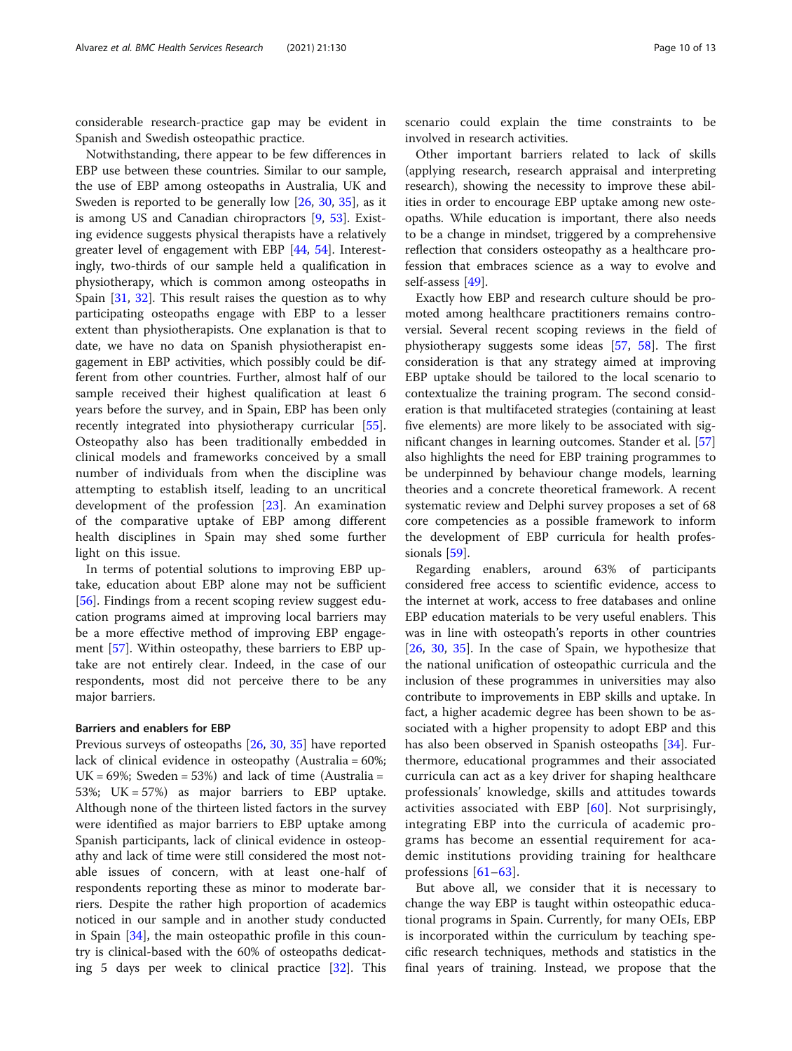considerable research-practice gap may be evident in Spanish and Swedish osteopathic practice.

Notwithstanding, there appear to be few differences in EBP use between these countries. Similar to our sample, the use of EBP among osteopaths in Australia, UK and Sweden is reported to be generally low [26, 30, 35], as it is among US and Canadian chiropractors [9, 53]. Existing evidence suggests physical therapists have a relatively greater level of engagement with EBP [44, 54]. Interestingly, two-thirds of our sample held a qualification in physiotherapy, which is common among osteopaths in Spain [31, 32]. This result raises the question as to why participating osteopaths engage with EBP to a lesser extent than physiotherapists. One explanation is that to date, we have no data on Spanish physiotherapist engagement in EBP activities, which possibly could be different from other countries. Further, almost half of our sample received their highest qualification at least 6 years before the survey, and in Spain, EBP has been only recently integrated into physiotherapy curricular [55]. Osteopathy also has been traditionally embedded in clinical models and frameworks conceived by a small number of individuals from when the discipline was attempting to establish itself, leading to an uncritical development of the profession [23]. An examination of the comparative uptake of EBP among different health disciplines in Spain may shed some further light on this issue.

In terms of potential solutions to improving EBP uptake, education about EBP alone may not be sufficient [56]. Findings from a recent scoping review suggest education programs aimed at improving local barriers may be a more effective method of improving EBP engagement [57]. Within osteopathy, these barriers to EBP uptake are not entirely clear. Indeed, in the case of our respondents, most did not perceive there to be any major barriers.

#### Barriers and enablers for EBP

Previous surveys of osteopaths [26, 30, 35] have reported lack of clinical evidence in osteopathy (Australia = 60%; UK = 69%; Sweden = 53%) and lack of time (Australia = 53%; UK = 57%) as major barriers to EBP uptake. Although none of the thirteen listed factors in the survey were identified as major barriers to EBP uptake among Spanish participants, lack of clinical evidence in osteopathy and lack of time were still considered the most notable issues of concern, with at least one-half of respondents reporting these as minor to moderate barriers. Despite the rather high proportion of academics noticed in our sample and in another study conducted in Spain [34], the main osteopathic profile in this country is clinical-based with the 60% of osteopaths dedicating 5 days per week to clinical practice [32]. This scenario could explain the time constraints to be involved in research activities.

Other important barriers related to lack of skills (applying research, research appraisal and interpreting research), showing the necessity to improve these abilities in order to encourage EBP uptake among new osteopaths. While education is important, there also needs to be a change in mindset, triggered by a comprehensive reflection that considers osteopathy as a healthcare profession that embraces science as a way to evolve and self-assess [49].

Exactly how EBP and research culture should be promoted among healthcare practitioners remains controversial. Several recent scoping reviews in the field of physiotherapy suggests some ideas [57, 58]. The first consideration is that any strategy aimed at improving EBP uptake should be tailored to the local scenario to contextualize the training program. The second consideration is that multifaceted strategies (containing at least five elements) are more likely to be associated with significant changes in learning outcomes. Stander et al. [57] also highlights the need for EBP training programmes to be underpinned by behaviour change models, learning theories and a concrete theoretical framework. A recent systematic review and Delphi survey proposes a set of 68 core competencies as a possible framework to inform the development of EBP curricula for health professionals [59].

Regarding enablers, around 63% of participants considered free access to scientific evidence, access to the internet at work, access to free databases and online EBP education materials to be very useful enablers. This was in line with osteopath's reports in other countries [26, 30, 35]. In the case of Spain, we hypothesize that the national unification of osteopathic curricula and the inclusion of these programmes in universities may also contribute to improvements in EBP skills and uptake. In fact, a higher academic degree has been shown to be associated with a higher propensity to adopt EBP and this has also been observed in Spanish osteopaths [34]. Furthermore, educational programmes and their associated curricula can act as a key driver for shaping healthcare professionals' knowledge, skills and attitudes towards activities associated with EBP [60]. Not surprisingly, integrating EBP into the curricula of academic programs has become an essential requirement for academic institutions providing training for healthcare professions [61–63].

But above all, we consider that it is necessary to change the way EBP is taught within osteopathic educational programs in Spain. Currently, for many OEIs, EBP is incorporated within the curriculum by teaching specific research techniques, methods and statistics in the final years of training. Instead, we propose that the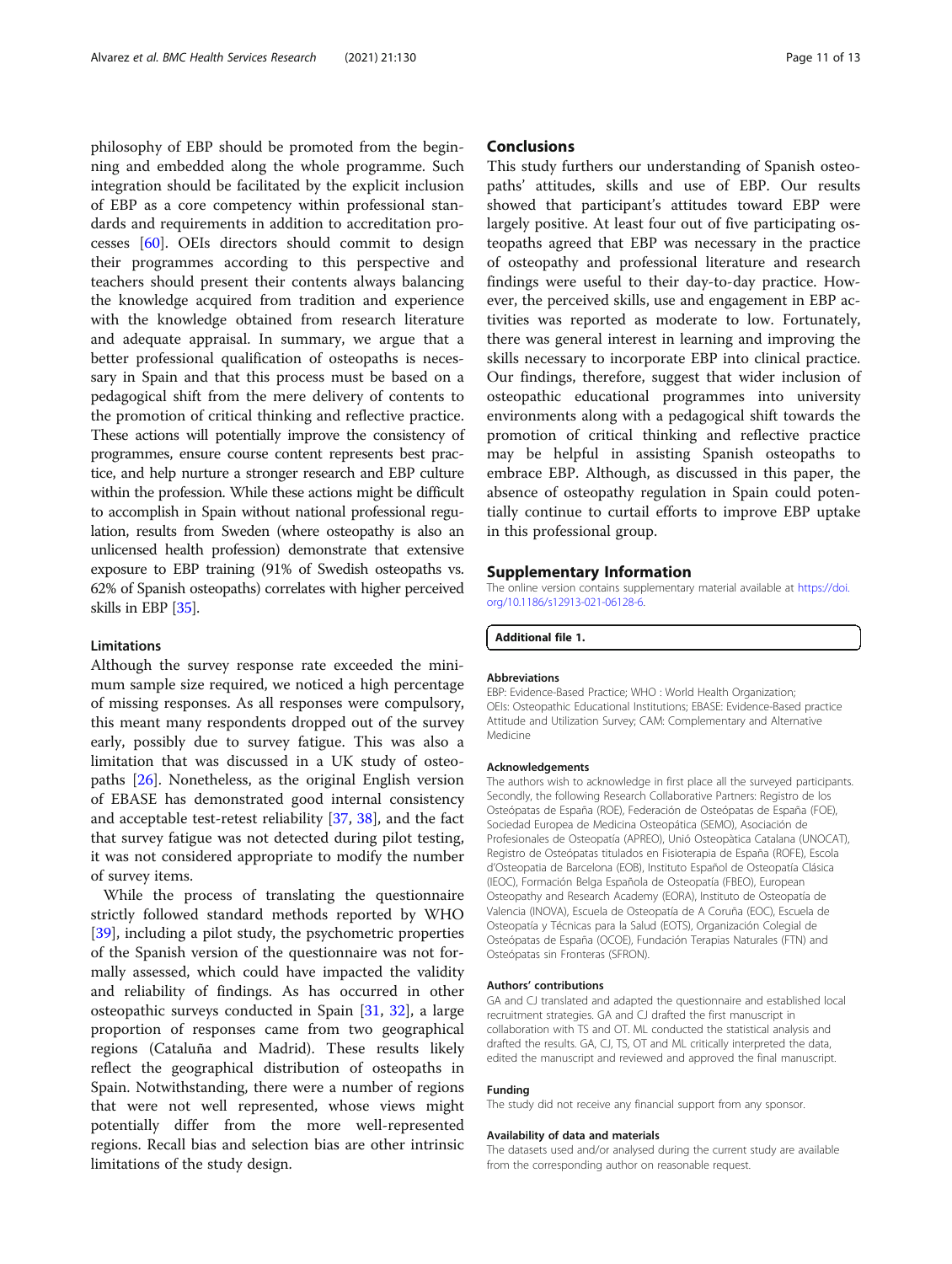philosophy of EBP should be promoted from the beginning and embedded along the whole programme. Such integration should be facilitated by the explicit inclusion of EBP as a core competency within professional standards and requirements in addition to accreditation processes [60]. OEIs directors should commit to design their programmes according to this perspective and teachers should present their contents always balancing the knowledge acquired from tradition and experience with the knowledge obtained from research literature and adequate appraisal. In summary, we argue that a better professional qualification of osteopaths is necessary in Spain and that this process must be based on a pedagogical shift from the mere delivery of contents to the promotion of critical thinking and reflective practice. These actions will potentially improve the consistency of programmes, ensure course content represents best practice, and help nurture a stronger research and EBP culture within the profession. While these actions might be difficult to accomplish in Spain without national professional regulation, results from Sweden (where osteopathy is also an unlicensed health profession) demonstrate that extensive exposure to EBP training (91% of Swedish osteopaths vs. 62% of Spanish osteopaths) correlates with higher perceived skills in EBP [35].

### Limitations

Although the survey response rate exceeded the minimum sample size required, we noticed a high percentage of missing responses. As all responses were compulsory, this meant many respondents dropped out of the survey early, possibly due to survey fatigue. This was also a limitation that was discussed in a UK study of osteopaths [26]. Nonetheless, as the original English version of EBASE has demonstrated good internal consistency and acceptable test-retest reliability [37, 38], and the fact that survey fatigue was not detected during pilot testing, it was not considered appropriate to modify the number of survey items.

While the process of translating the questionnaire strictly followed standard methods reported by WHO [39], including a pilot study, the psychometric properties of the Spanish version of the questionnaire was not formally assessed, which could have impacted the validity and reliability of findings. As has occurred in other osteopathic surveys conducted in Spain [31, 32], a large proportion of responses came from two geographical regions (Cataluña and Madrid). These results likely reflect the geographical distribution of osteopaths in Spain. Notwithstanding, there were a number of regions that were not well represented, whose views might potentially differ from the more well-represented regions. Recall bias and selection bias are other intrinsic limitations of the study design.

## Conclusions

This study furthers our understanding of Spanish osteopaths' attitudes, skills and use of EBP. Our results showed that participant's attitudes toward EBP were largely positive. At least four out of five participating osteopaths agreed that EBP was necessary in the practice of osteopathy and professional literature and research findings were useful to their day-to-day practice. However, the perceived skills, use and engagement in EBP activities was reported as moderate to low. Fortunately, there was general interest in learning and improving the skills necessary to incorporate EBP into clinical practice. Our findings, therefore, suggest that wider inclusion of osteopathic educational programmes into university environments along with a pedagogical shift towards the promotion of critical thinking and reflective practice may be helpful in assisting Spanish osteopaths to embrace EBP. Although, as discussed in this paper, the absence of osteopathy regulation in Spain could potentially continue to curtail efforts to improve EBP uptake in this professional group.

## Supplementary Information

The online version contains supplementary material available at https://doi.org/10.1186/s12913-021-06128-6.

**Additional file 1.**

#### Abbreviations

EBP: Evidence-Based Practice; WHO : World Health Organization; OEIs: Osteopathic Educational Institutions; EBASE: Evidence-Based practice Attitude and Utilization Survey; CAM: Complementary and Alternative Medicine

#### Acknowledgements

The authors wish to acknowledge in first place all the surveyed participants. Secondly, the following Research Collaborative Partners: Registro de los Osteópatas de España (ROE), Federación de Osteópatas de España (FOE), Sociedad Europea de Medicina Osteopática (SEMO), Asociación de Profesionales de Osteopatía (APREO), Unió Osteopàtica Catalana (UNOCAT), Registro de Osteópatas titulados en Fisioterapia de España (ROFE), Escola d'Osteopatia de Barcelona (EOB), Instituto Español de Osteopatía Clásica (IEOC), Formación Belga Española de Osteopatía (FBEO), European Osteopathy and Research Academy (EORA), Instituto de Osteopatía de Valencia (INOVA), Escuela de Osteopatía de A Coruña (EOC), Escuela de Osteopatía y Técnicas para la Salud (EOTS), Organización Colegial de Osteópatas de España (OCOE), Fundación Terapias Naturales (FTN) and Osteópatas sin Fronteras (SFRON).

#### Authors' contributions

GA and CJ translated and adapted the questionnaire and established local recruitment strategies. GA and CJ drafted the first manuscript in collaboration with TS and OT. ML conducted the statistical analysis and drafted the results. GA, CJ, TS, OT and ML critically interpreted the data, edited the manuscript and reviewed and approved the final manuscript.

#### Funding

The study did not receive any financial support from any sponsor.

#### Availability of data and materials

The datasets used and/or analysed during the current study are available from the corresponding author on reasonable request.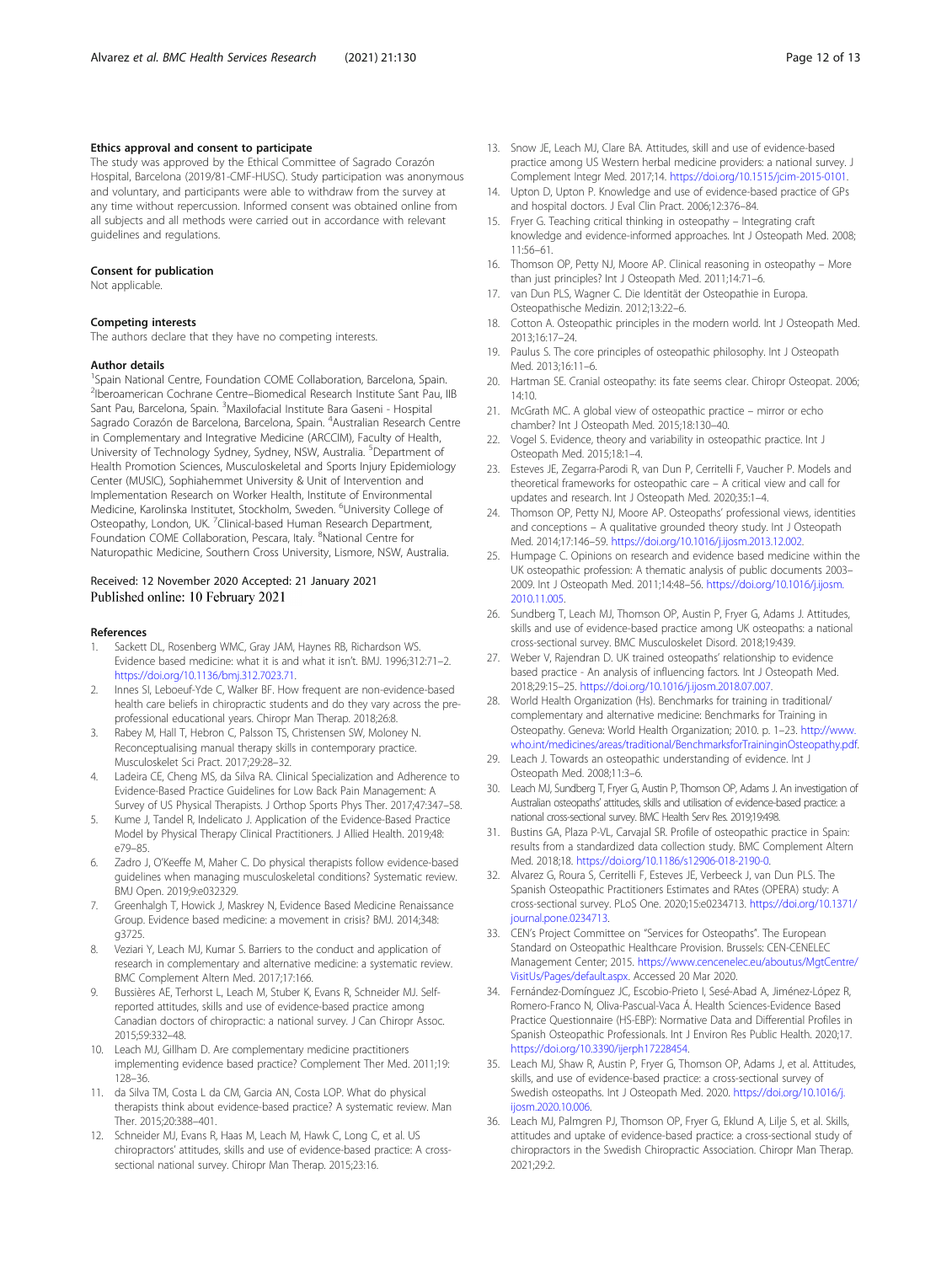### Ethics approval and consent to participate

The study was approved by the Ethical Committee of Sagrado Corazón Hospital, Barcelona (2019/81-CMF-HUSC). Study participation was anonymous and voluntary, and participants were able to withdraw from the survey at any time without repercussion. Informed consent was obtained online from all subjects and all methods were carried out in accordance with relevant guidelines and regulations.

### Consent for publication

Not applicable.

### Competing interests

The authors declare that they have no competing interests.

### Author details

[1]Spain National Centre, Foundation COME Collaboration, Barcelona, Spain. [2]Iberoamerican Cochrane Centre–Biomedical Research Institute Sant Pau, IIB Sant Pau, Barcelona, Spain. [3]Maxilofacial Institute Bara Gaseni - Hospital Sagrado Corazón de Barcelona, Barcelona, Spain. [4]Australian Research Centre in Complementary and Integrative Medicine (ARCCIM), Faculty of Health, University of Technology Sydney, Sydney, NSW, Australia. [5]Department of Health Promotion Sciences, Musculoskeletal and Sports Injury Epidemiology Center (MUSIC), Sophiahemmet University & Unit of Intervention and Implementation Research on Worker Health, Institute of Environmental Medicine, Karolinska Institutet, Stockholm, Sweden. [6]University College of Osteopathy, London, UK. [7]Clinical-based Human Research Department, Foundation COME Collaboration, Pescara, Italy. [8]National Centre for Naturopathic Medicine, Southern Cross University, Lismore, NSW, Australia.

Received: 12 November 2020 Accepted: 21 January 2021
Published online: 10 February 2021

### References

1. Sackett DL, Rosenberg WMC, Gray JAM, Haynes RB, Richardson WS. Evidence based medicine: what it is and what it isn't. BMJ. 1996;312:71–2. https://doi.org/10.1136/bmj.312.7023.71.
2. Innes SI, Leboeuf-Yde C, Walker BF. How frequent are non-evidence-based health care beliefs in chiropractic students and do they vary across the pre-professional educational years. Chiropr Man Therap. 2018;26:8.
3. Rabey M, Hall T, Hebron C, Palsson TS, Christensen SW, Moloney N. Reconceptualising manual therapy skills in contemporary practice. Musculoskelet Sci Pract. 2017;29:28–32.
4. Ladeira CE, Cheng MS, da Silva RA. Clinical Specialization and Adherence to Evidence-Based Practice Guidelines for Low Back Pain Management: A Survey of US Physical Therapists. J Orthop Sports Phys Ther. 2017;47:347–58.
5. Kume J, Tandel R, Indelicato J. Application of the Evidence-Based Practice Model by Physical Therapy Clinical Practitioners. J Allied Health. 2019;48:e79–85.
6. Zadro J, O'Keeffe M, Maher C. Do physical therapists follow evidence-based guidelines when managing musculoskeletal conditions? Systematic review. BMJ Open. 2019;9:e032329.
7. Greenhalgh T, Howick J, Maskrey N, Evidence Based Medicine Renaissance Group. Evidence based medicine: a movement in crisis? BMJ. 2014;348:g3725.
8. Veziari Y, Leach MJ, Kumar S. Barriers to the conduct and application of research in complementary and alternative medicine: a systematic review. BMC Complement Altern Med. 2017;17:166.
9. Bussières AE, Terhorst L, Leach M, Stuber K, Evans R, Schneider MJ. Self-reported attitudes, skills and use of evidence-based practice among Canadian doctors of chiropractic: a national survey. J Can Chiropr Assoc. 2015;59:332–48.
10. Leach MJ, Gillham D. Are complementary medicine practitioners implementing evidence based practice? Complement Ther Med. 2011;19:128–36.
11. da Silva TM, Costa L da CM, Garcia AN, Costa LOP. What do physical therapists think about evidence-based practice? A systematic review. Man Ther. 2015;20:388–401.
12. Schneider MJ, Evans R, Haas M, Leach M, Hawk C, Long C, et al. US chiropractors' attitudes, skills and use of evidence-based practice: A cross-sectional national survey. Chiropr Man Therap. 2015;23:16.
13. Snow JE, Leach MJ, Clare BA. Attitudes, skill and use of evidence-based practice among US Western herbal medicine providers: a national survey. J Complement Integr Med. 2017;14. https://doi.org/10.1515/jcim-2015-0101.
14. Upton D, Upton P. Knowledge and use of evidence-based practice of GPs and hospital doctors. J Eval Clin Pract. 2006;12:376–84.
15. Fryer G. Teaching critical thinking in osteopathy – Integrating craft knowledge and evidence-informed approaches. Int J Osteopath Med. 2008;11:56–61.
16. Thomson OP, Petty NJ, Moore AP. Clinical reasoning in osteopathy – More than just principles? Int J Osteopath Med. 2011;14:71–6.
17. van Dun PLS, Wagner C. Die Identität der Osteopathie in Europa. Osteopathische Medizin. 2012;13:22–6.
18. Cotton A. Osteopathic principles in the modern world. Int J Osteopath Med. 2013;16:17–24.
19. Paulus S. The core principles of osteopathic philosophy. Int J Osteopath Med. 2013;16:11–6.
20. Hartman SE. Cranial osteopathy: its fate seems clear. Chiropr Osteopat. 2006;14:10.
21. McGrath MC. A global view of osteopathic practice – mirror or echo chamber? Int J Osteopath Med. 2015;18:130–40.
22. Vogel S. Evidence, theory and variability in osteopathic practice. Int J Osteopath Med. 2015;18:1–4.
23. Esteves JE, Zegarra-Parodi R, van Dun P, Cerritelli F, Vaucher P. Models and theoretical frameworks for osteopathic care – A critical view and call for updates and research. Int J Osteopath Med. 2020;35:1–4.
24. Thomson OP, Petty NJ, Moore AP. Osteopaths' professional views, identities and conceptions – A qualitative grounded theory study. Int J Osteopath Med. 2014;17:146–59. https://doi.org/10.1016/j.ijosm.2013.12.002.
25. Humpage C. Opinions on research and evidence based medicine within the UK osteopathic profession: A thematic analysis of public documents 2003–2009. Int J Osteopath Med. 2011;14:48–56. https://doi.org/10.1016/j.ijosm.2010.11.005.
26. Sundberg T, Leach MJ, Thomson OP, Austin P, Fryer G, Adams J. Attitudes, skills and use of evidence-based practice among UK osteopaths: a national cross-sectional survey. BMC Musculoskelet Disord. 2018;19:439.
27. Weber V, Rajendran D. UK trained osteopaths' relationship to evidence based practice - An analysis of influencing factors. Int J Osteopath Med. 2018;29:15–25. https://doi.org/10.1016/j.ijosm.2018.07.007.
28. World Health Organization (Hs). Benchmarks for training in traditional/complementary and alternative medicine: Benchmarks for Training in Osteopathy. Geneva: World Health Organization; 2010. p. 1–23. http://www.who.int/medicines/areas/traditional/BenchmarksforTraininginOsteopathy.pdf.
29. Leach J. Towards an osteopathic understanding of evidence. Int J Osteopath Med. 2008;11:3–6.
30. Leach MJ, Sundberg T, Fryer G, Austin P, Thomson OP, Adams J. An investigation of Australian osteopaths' attitudes, skills and utilisation of evidence-based practice: a national cross-sectional survey. BMC Health Serv Res. 2019;19:498.
31. Bustins GA, Plaza P-VL, Carvajal SR. Profile of osteopathic practice in Spain: results from a standardized data collection study. BMC Complement Altern Med. 2018;18. https://doi.org/10.1186/s12906-018-2190-0.
32. Alvarez G, Roura S, Cerritelli F, Esteves JE, Verbeeck J, van Dun PLS. The Spanish Osteopathic Practitioners Estimates and RAtes (OPERA) study: A cross-sectional survey. PLoS One. 2020;15:e0234713. https://doi.org/10.1371/journal.pone.0234713.
33. CEN's Project Committee on "Services for Osteopaths". The European Standard on Osteopathic Healthcare Provision. Brussels: CEN-CENELEC Management Center; 2015. https://www.cencenelec.eu/aboutus/MgtCentre/VisitUs/Pages/default.aspx. Accessed 20 Mar 2020.
34. Fernández-Domínguez JC, Escobio-Prieto I, Sesé-Abad A, Jiménez-López R, Romero-Franco N, Oliva-Pascual-Vaca Á. Health Sciences-Evidence Based Practice Questionnaire (HS-EBP): Normative Data and Differential Profiles in Spanish Osteopathic Professionals. Int J Environ Res Public Health. 2020;17. https://doi.org/10.3390/ijerph17228454.
35. Leach MJ, Shaw R, Austin P, Fryer G, Thomson OP, Adams J, et al. Attitudes, skills, and use of evidence-based practice: a cross-sectional survey of Swedish osteopaths. Int J Osteopath Med. 2020. https://doi.org/10.1016/j.ijosm.2020.10.006.
36. Leach MJ, Palmgren PJ, Thomson OP, Fryer G, Eklund A, Lilje S, et al. Skills, attitudes and uptake of evidence-based practice: a cross-sectional study of chiropractors in the Swedish Chiropractic Association. Chiropr Man Therap. 2021;29:2.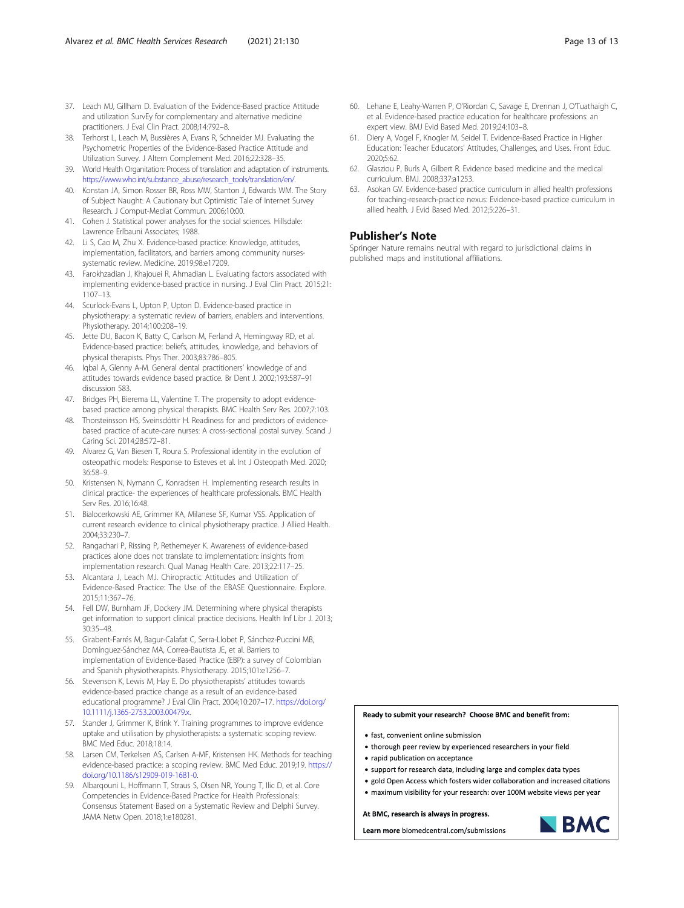37. Leach MJ, Gillham D. Evaluation of the Evidence-Based practice Attitude and utilization SurvEy for complementary and alternative medicine practitioners. J Eval Clin Pract. 2008;14:792–8.
38. Terhorst L, Leach M, Bussières A, Evans R, Schneider MJ. Evaluating the Psychometric Properties of the Evidence-Based Practice Attitude and Utilization Survey. J Altern Complement Med. 2016;22:328–35.
39. World Health Organitation: Process of translation and adaptation of instruments. https://www.who.int/substance_abuse/research_tools/translation/en/.
40. Konstan JA, Simon Rosser BR, Ross MW, Stanton J, Edwards WM. The Story of Subject Naught: A Cautionary but Optimistic Tale of Internet Survey Research. J Comput-Mediat Commun. 2006;10:00.
41. Cohen J. Statistical power analyses for the social sciences. Hillsdale: Lawrence Erlbauni Associates; 1988.
42. Li S, Cao M, Zhu X. Evidence-based practice: Knowledge, attitudes, implementation, facilitators, and barriers among community nurses-systematic review. Medicine. 2019;98:e17209.
43. Farokhzadian J, Khajouei R, Ahmadian L. Evaluating factors associated with implementing evidence-based practice in nursing. J Eval Clin Pract. 2015;21: 1107–13.
44. Scurlock-Evans L, Upton P, Upton D. Evidence-based practice in physiotherapy: a systematic review of barriers, enablers and interventions. Physiotherapy. 2014;100:208–19.
45. Jette DU, Bacon K, Batty C, Carlson M, Ferland A, Hemingway RD, et al. Evidence-based practice: beliefs, attitudes, knowledge, and behaviors of physical therapists. Phys Ther. 2003;83:786–805.
46. Iqbal A, Glenny A-M. General dental practitioners' knowledge of and attitudes towards evidence based practice. Br Dent J. 2002;193:587–91 discussion 583.
47. Bridges PH, Bierema LL, Valentine T. The propensity to adopt evidence-based practice among physical therapists. BMC Health Serv Res. 2007;7:103.
48. Thorsteinsson HS, Sveinsdóttir H. Readiness for and predictors of evidence-based practice of acute-care nurses: A cross-sectional postal survey. Scand J Caring Sci. 2014;28:572–81.
49. Alvarez G, Van Biesen T, Roura S. Professional identity in the evolution of osteopathic models: Response to Esteves et al. Int J Osteopath Med. 2020; 36:58–9.
50. Kristensen N, Nymann C, Konradsen H. Implementing research results in clinical practice- the experiences of healthcare professionals. BMC Health Serv Res. 2016;16:48.
51. Bialocerkowski AE, Grimmer KA, Milanese SF, Kumar VSS. Application of current research evidence to clinical physiotherapy practice. J Allied Health. 2004;33:230–7.
52. Rangachari P, Rissing P, Rethemeyer K. Awareness of evidence-based practices alone does not translate to implementation: insights from implementation research. Qual Manag Health Care. 2013;22:117–25.
53. Alcantara J, Leach MJ. Chiropractic Attitudes and Utilization of Evidence-Based Practice: The Use of the EBASE Questionnaire. Explore. 2015;11:367–76.
54. Fell DW, Burnham JF, Dockery JM. Determining where physical therapists get information to support clinical practice decisions. Health Inf Libr J. 2013; 30:35–48.
55. Girabent-Farrés M, Bagur-Calafat C, Serra-Llobet P, Sánchez-Puccini MB, Domínguez-Sánchez MA, Correa-Bautista JE, et al. Barriers to implementation of Evidence-Based Practice (EBP): a survey of Colombian and Spanish physiotherapists. Physiotherapy. 2015;101:e1256–7.
56. Stevenson K, Lewis M, Hay E. Do physiotherapists' attitudes towards evidence-based practice change as a result of an evidence-based educational programme? J Eval Clin Pract. 2004;10:207–17. https://doi.org/10.1111/j.1365-2753.2003.00479.x.
57. Stander J, Grimmer K, Brink Y. Training programmes to improve evidence uptake and utilisation by physiotherapists: a systematic scoping review. BMC Med Educ. 2018;18:14.
58. Larsen CM, Terkelsen AS, Carlsen A-MF, Kristensen HK. Methods for teaching evidence-based practice: a scoping review. BMC Med Educ. 2019;19. https://doi.org/10.1186/s12909-019-1681-0.
59. Albarqouni L, Hoffmann T, Straus S, Olsen NR, Young T, Ilic D, et al. Core Competencies in Evidence-Based Practice for Health Professionals: Consensus Statement Based on a Systematic Review and Delphi Survey. JAMA Netw Open. 2018;1:e180281.
60. Lehane E, Leahy-Warren P, O'Riordan C, Savage E, Drennan J, O'Tuathaigh C, et al. Evidence-based practice education for healthcare professions: an expert view. BMJ Evid Based Med. 2019;24:103–8.
61. Diery A, Vogel F, Knogler M, Seidel T. Evidence-Based Practice in Higher Education: Teacher Educators' Attitudes, Challenges, and Uses. Front Educ. 2020;5:62.
62. Glasziou P, Burls A, Gilbert R. Evidence based medicine and the medical curriculum. BMJ. 2008;337:a1253.
63. Asokan GV. Evidence-based practice curriculum in allied health professions for teaching-research-practice nexus: Evidence-based practice curriculum in allied health. J Evid Based Med. 2012;5:226–31.

## Publisher's Note

Springer Nature remains neutral with regard to jurisdictional claims in published maps and institutional affiliations.